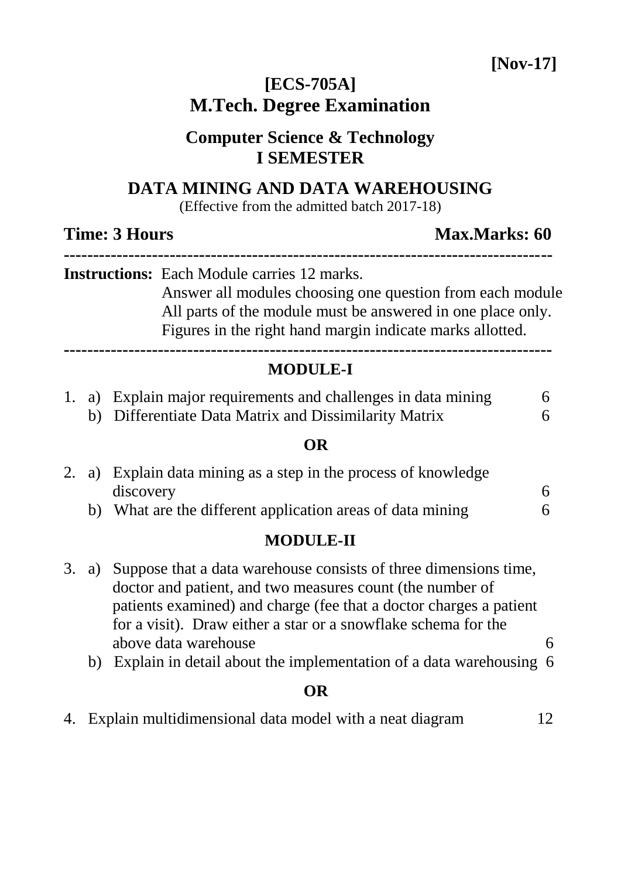**[Nov-17]**

# [ECS-705A]
# M.Tech. Degree Examination

## Computer Science & Technology
## I SEMESTER

## DATA MINING AND DATA WAREHOUSING

(Effective from the admitted batch 2017-18)

**Time: 3 Hours** **Max.Marks: 60**

---

**Instructions:** Each Module carries 12 marks.
Answer all modules choosing one question from each module
All parts of the module must be answered in one place only.
Figures in the right hand margin indicate marks allotted.

---

### MODULE-I

1. a) Explain major requirements and challenges in data mining — 6
   b) Differentiate Data Matrix and Dissimilarity Matrix — 6

**OR**

2. a) Explain data mining as a step in the process of knowledge discovery — 6
   b) What are the different application areas of data mining — 6

### MODULE-II

3. a) Suppose that a data warehouse consists of three dimensions time, doctor and patient, and two measures count (the number of patients examined) and charge (fee that a doctor charges a patient for a visit). Draw either a star or a snowflake schema for the above data warehouse — 6
   b) Explain in detail about the implementation of a data warehousing — 6

**OR**

4. Explain multidimensional data model with a neat diagram — 12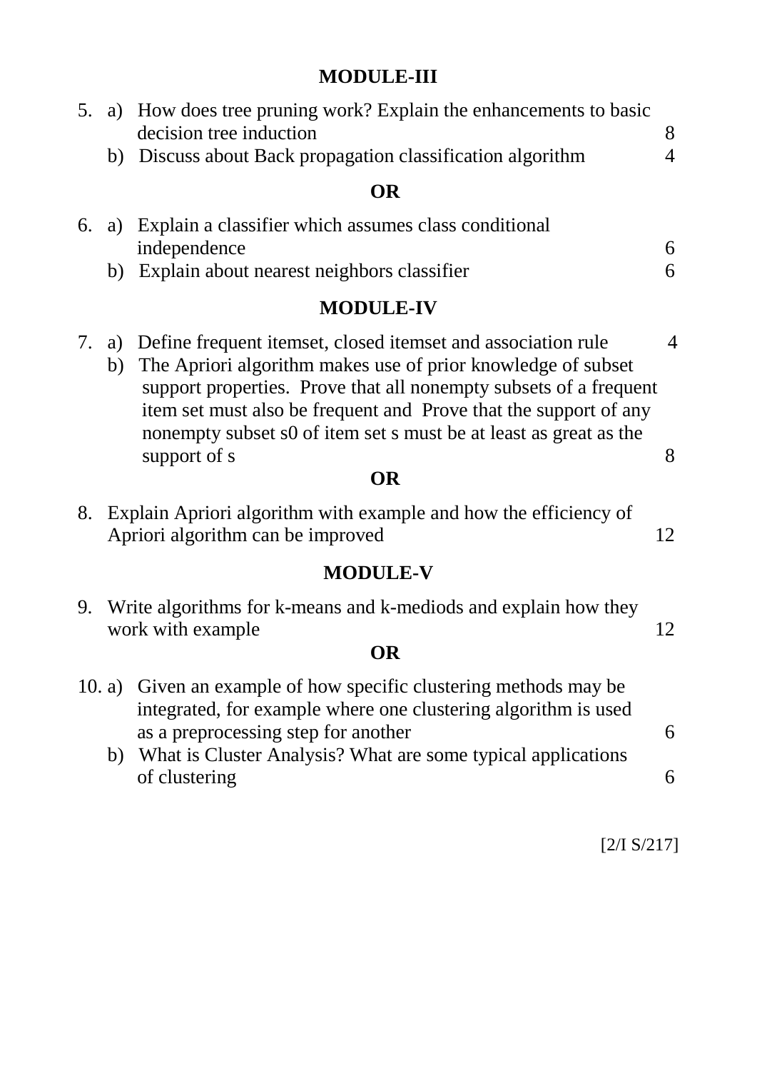## MODULE-III

5. a) How does tree pruning work? Explain the enhancements to basic decision tree induction 8

   b) Discuss about Back propagation classification algorithm 4

**OR**

6. a) Explain a classifier which assumes class conditional independence 6

   b) Explain about nearest neighbors classifier 6

## MODULE-IV

7. a) Define frequent itemset, closed itemset and association rule 4

   b) The Apriori algorithm makes use of prior knowledge of subset support properties. Prove that all nonempty subsets of a frequent item set must also be frequent and Prove that the support of any nonempty subset s0 of item set s must be at least as great as the support of s 8

**OR**

8. Explain Apriori algorithm with example and how the efficiency of Apriori algorithm can be improved 12

## MODULE-V

9. Write algorithms for k-means and k-mediods and explain how they work with example 12

**OR**

10. a) Given an example of how specific clustering methods may be integrated, for example where one clustering algorithm is used as a preprocessing step for another 6

    b) What is Cluster Analysis? What are some typical applications of clustering 6

[2/I S/217]